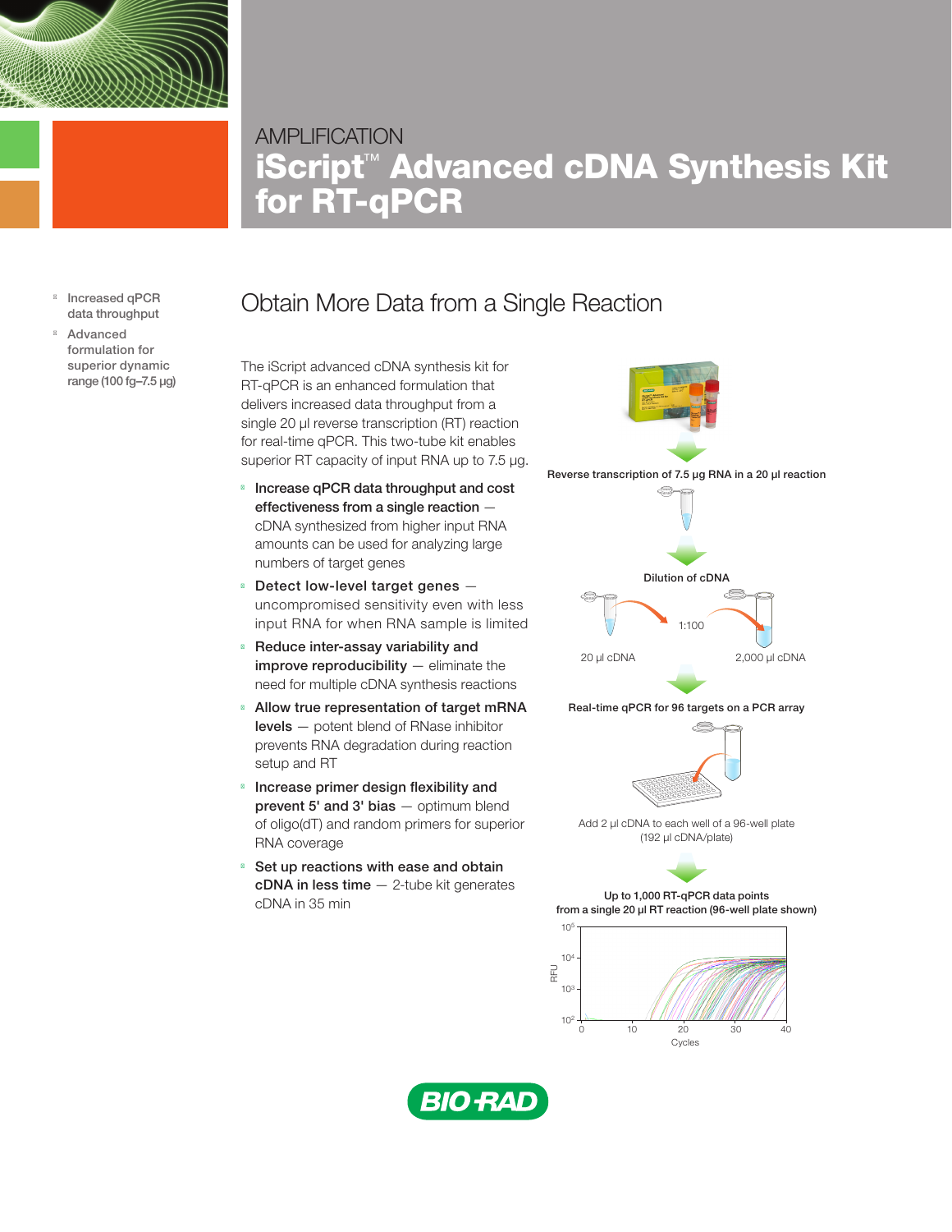AMPLIFICATION

# iScript™ Advanced cDNA Synthesis Kit for RT-qPCR

- Increased qPCR data throughput
- Advanced formulation for superior dynamic range (100 fg–7.5 µg)

## Obtain More Data from a Single Reaction

The iScript advanced cDNA synthesis kit for RT-qPCR is an enhanced formulation that delivers increased data throughput from a single 20 µl reverse transcription (RT) reaction for real-time qPCR. This two-tube kit enables superior RT capacity of input RNA up to 7.5 µg.

- **Increase qPCR data throughput and cost effectiveness from a single reaction** — cDNA synthesized from higher input RNA amounts can be used for analyzing large numbers of target genes
- **Detect low-level target genes** — uncompromised sensitivity even with less input RNA for when RNA sample is limited
- **Reduce inter-assay variability and improve reproducibility** — eliminate the need for multiple cDNA synthesis reactions
- **Allow true representation of target mRNA levels** — potent blend of RNase inhibitor prevents RNA degradation during reaction setup and RT
- **Increase primer design flexibility and prevent 5' and 3' bias** — optimum blend of oligo(dT) and random primers for superior RNA coverage
- **Set up reactions with ease and obtain cDNA in less time** — 2-tube kit generates cDNA in 35 min

Reverse transcription of 7.5 µg RNA in a 20 µl reaction

Dilution of cDNA

20 µl cDNA → 1:100 → 2,000 µl cDNA

Real-time qPCR for 96 targets on a PCR array

Add 2 µl cDNA to each well of a 96-well plate (192 µl cDNA/plate)

Up to 1,000 RT-qPCR data points from a single 20 µl RT reaction (96-well plate shown)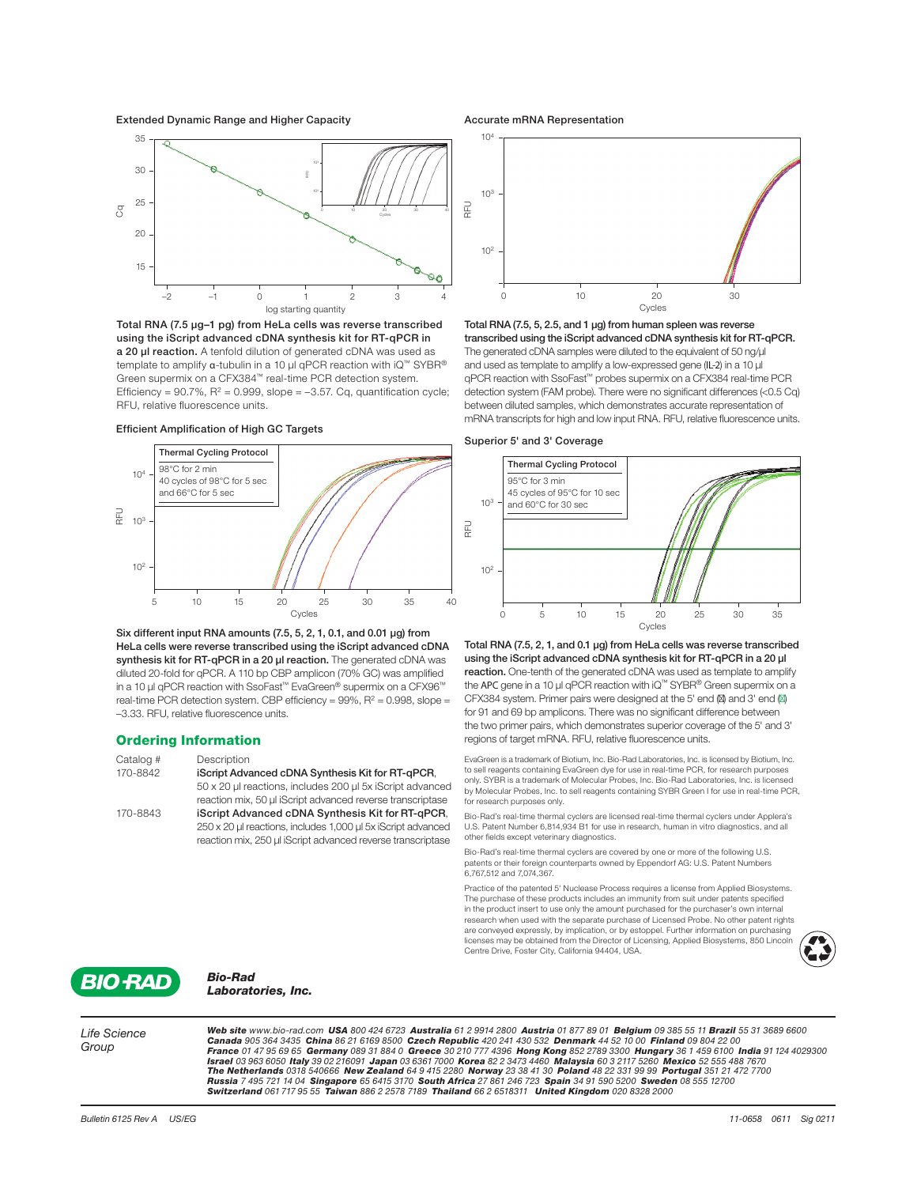### Extended Dynamic Range and Higher Capacity

35
30
25
20
15
Cq
–2
–1
0
1
2
3
4
log starting quantity

**Total RNA (7.5 µg–1 pg) from HeLa cells was reverse transcribed using the iScript advanced cDNA synthesis kit for RT-qPCR in a 20 µl reaction.** A tenfold dilution of generated cDNA was used as template to amplify α-tubulin in a 10 µl qPCR reaction with iQ™ SYBR® Green supermix on a CFX384™ real-time PCR detection system. Efficiency = 90.7%, $R^2$ = 0.999, slope = –3.57. Cq, quantification cycle; RFU, relative fluorescence units.

### Efficient Amplification of High GC Targets

Thermal Cycling Protocol
98°C for 2 min
40 cycles of 98°C for 5 sec and 66°C for 5 sec

RFU
$10^4$
$10^3$
$10^2$
5
10
15
20
25
30
35
40
Cycles

**Six different input RNA amounts (7.5, 5, 2, 1, 0.1, and 0.01 µg) from HeLa cells were reverse transcribed using the iScript advanced cDNA synthesis kit for RT-qPCR in a 20 µl reaction.** The generated cDNA was diluted 20-fold for qPCR. A 110 bp CBP amplicon (70% GC) was amplified in a 10 µl qPCR reaction with SsoFast™ EvaGreen® supermix on a CFX96™ real-time PCR detection system. CBP efficiency = 99%, $R^2$ = 0.998, slope = –3.33. RFU, relative fluorescence units.

## Ordering Information

| Catalog # | Description |
| --- | --- |
| 170-8842 | **iScript Advanced cDNA Synthesis Kit for RT-qPCR**, 50 x 20 µl reactions, includes 200 µl 5x iScript advanced reaction mix, 50 µl iScript advanced reverse transcriptase |
| 170-8843 | **iScript Advanced cDNA Synthesis Kit for RT-qPCR**, 250 x 20 µl reactions, includes 1,000 µl 5x iScript advanced reaction mix, 250 µl iScript advanced reverse transcriptase |

### Accurate mRNA Representation

$10^4$
$10^3$
$10^2$
RFU
0
10
20
30
Cycles

**Total RNA (7.5, 5, 2.5, and 1 µg) from human spleen was reverse transcribed using the iScript advanced cDNA synthesis kit for RT-qPCR.** The generated cDNA samples were diluted to the equivalent of 50 ng/µl and used as template to amplify a low-expressed gene (IL-2) in a 10 µl qPCR reaction with SsoFast™ probes supermix on a CFX384 real-time PCR detection system (FAM probe). There were no significant differences (<0.5 Cq) between diluted samples, which demonstrates accurate representation of mRNA transcripts for high and low input RNA. RFU, relative fluorescence units.

### Superior 5' and 3' Coverage

Thermal Cycling Protocol
95°C for 3 min
45 cycles of 95°C for 10 sec and 60°C for 30 sec

$10^3$
$10^2$
RFU
0
5
10
15
20
25
30
35
Cycles

**Total RNA (7.5, 2, 1, and 0.1 µg) from HeLa cells was reverse transcribed using the iScript advanced cDNA synthesis kit for RT-qPCR in a 20 µl reaction.** One-tenth of the generated cDNA was used as template to amplify the APC gene in a 10 µl qPCR reaction with iQ™ SYBR® Green supermix on a CFX384 system. Primer pairs were designed at the 5' end (■) and 3' end (■) for 91 and 69 bp amplicons. There was no significant difference between the two primer pairs, which demonstrates superior coverage of the 5' and 3' regions of target mRNA. RFU, relative fluorescence units.

EvaGreen is a trademark of Biotium, Inc. Bio-Rad Laboratories, Inc. is licensed by Biotium, Inc. to sell reagents containing EvaGreen dye for use in real-time PCR, for research purposes only. SYBR is a trademark of Molecular Probes, Inc. Bio-Rad Laboratories, Inc. is licensed by Molecular Probes, Inc. to sell reagents containing SYBR Green I for use in real-time PCR, for research purposes only.

Bio-Rad's real-time thermal cyclers are licensed real-time thermal cyclers under Applera's U.S. Patent Number 6,814,934 B1 for use in research, human in vitro diagnostics, and all other fields except veterinary diagnostics.

Bio-Rad's real-time thermal cyclers are covered by one or more of the following U.S. patents or their foreign counterparts owned by Eppendorf AG: U.S. Patent Numbers 6,767,512 and 7,074,367.

Practice of the patented 5' Nuclease Process requires a license from Applied Biosystems. The purchase of these products includes an immunity from suit under patents specified in the product insert to use only the amount purchased for the purchaser's own internal research when used with the separate purchase of Licensed Probe. No other patent rights are conveyed expressly, by implication, or by estoppel. Further information on purchasing licenses may be obtained from the Director of Licensing, Applied Biosystems, 850 Lincoln Centre Drive, Foster City, California 94404, USA.

BIO-RAD

***Bio-Rad Laboratories, Inc.***

*Life Science Group*

***Web site*** *www.bio-rad.com* ***USA*** *800 424 6723* ***Australia*** *61 2 9914 2800* ***Austria*** *01 877 89 01* ***Belgium*** *09 385 55 11* ***Brazil*** *55 31 3689 6600* ***Canada*** *905 364 3435* ***China*** *86 21 6169 8500* ***Czech Republic*** *420 241 430 532* ***Denmark*** *44 52 10 00* ***Finland*** *09 804 22 00* ***France*** *01 47 95 69 65* ***Germany*** *089 31 884 0* ***Greece*** *30 210 777 4396* ***Hong Kong*** *852 2789 3300* ***Hungary*** *36 1 459 6100* ***India*** *91 124 4029300* ***Israel*** *03 963 6050* ***Italy*** *39 02 216091* ***Japan*** *03 6361 7000* ***Korea*** *82 2 3473 4460* ***Malaysia*** *60 3 2117 5260* ***Mexico*** *52 555 488 7670* ***The Netherlands*** *0318 540666* ***New Zealand*** *64 9 415 2280* ***Norway*** *23 38 41 30* ***Poland*** *48 22 331 99 99* ***Portugal*** *351 21 472 7700* ***Russia*** *7 495 721 14 04* ***Singapore*** *65 6415 3170* ***South Africa*** *27 861 246 723* ***Spain*** *34 91 590 5200* ***Sweden*** *08 555 12700* ***Switzerland*** *061 717 95 55* ***Taiwan*** *886 2 2578 7189* ***Thailand*** *66 2 6518311* ***United Kingdom*** *020 8328 2000*

*Bulletin 6125 Rev A US/EG* *11-0658 0611 Sig 0211*